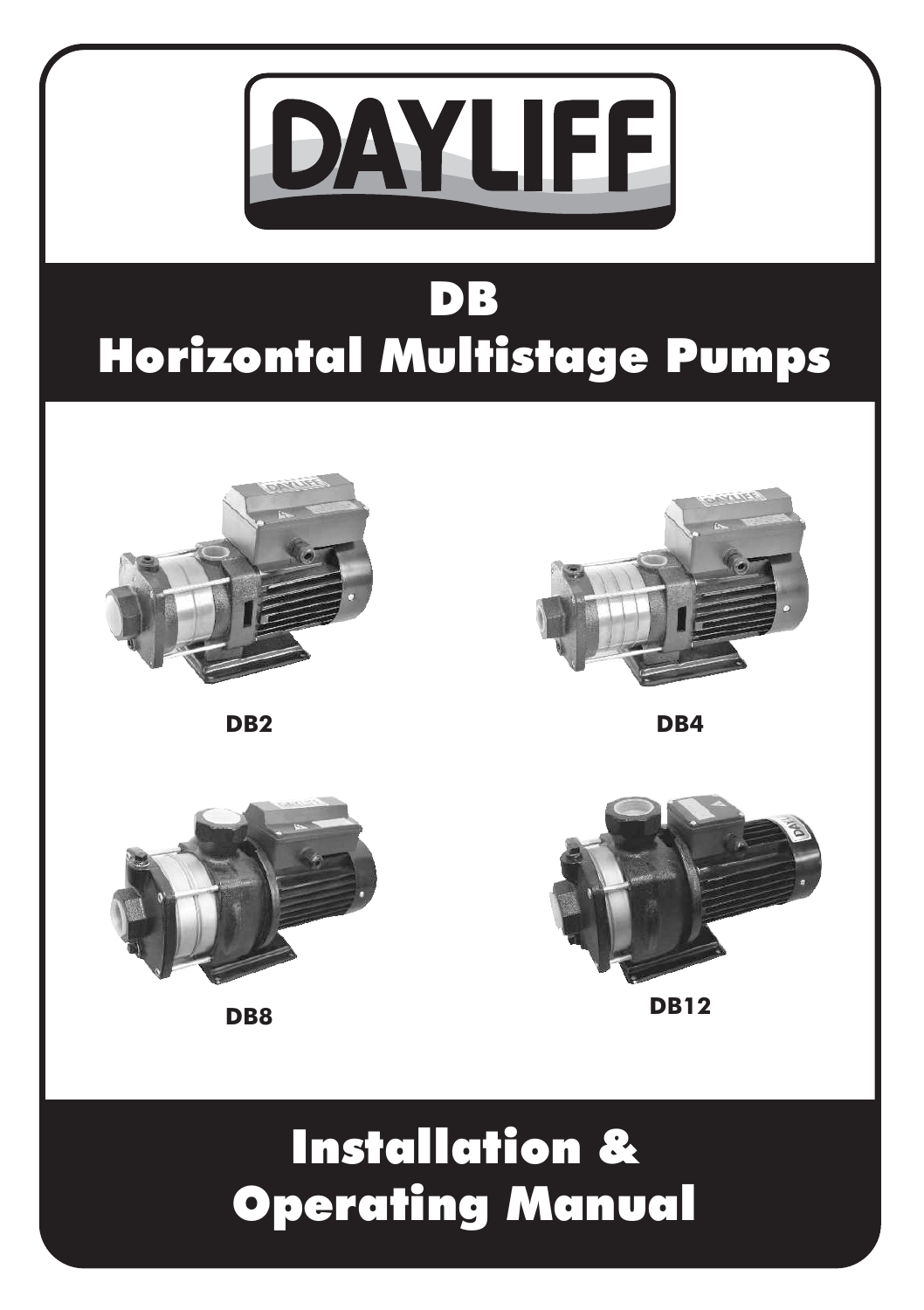DAYLIFF

# DB
# Horizontal Multistage Pumps

DB2

DB4

DB8

DB12

# Installation & Operating Manual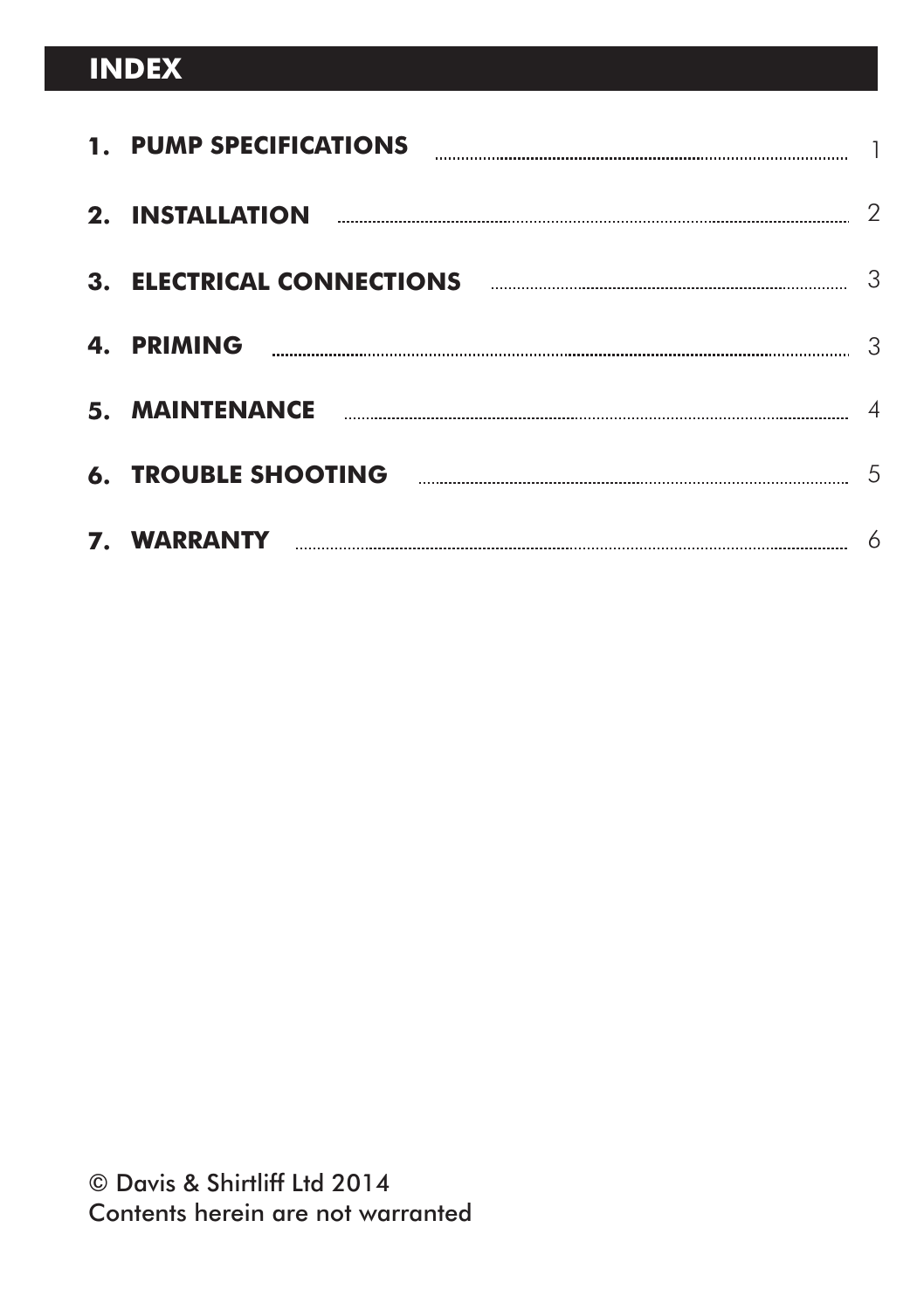# INDEX

| | | |
|---|---|---|
| **1.** | **PUMP SPECIFICATIONS** | 1 |
| **2.** | **INSTALLATION** | 2 |
| **3.** | **ELECTRICAL CONNECTIONS** | 3 |
| **4.** | **PRIMING** | 3 |
| **5.** | **MAINTENANCE** | 4 |
| **6.** | **TROUBLE SHOOTING** | 5 |
| **7.** | **WARRANTY** | 6 |

© Davis & Shirtliff Ltd 2014
Contents herein are not warranted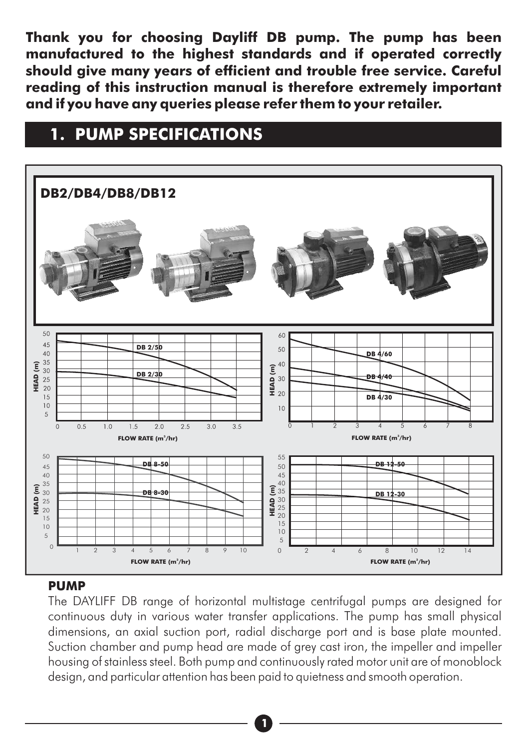**Thank you for choosing Dayliff DB pump. The pump has been manufactured to the highest standards and if operated correctly should give many years of efficient and trouble free service. Careful reading of this instruction manual is therefore extremely important and if you have any queries please refer them to your retailer.**

# 1. PUMP SPECIFICATIONS

**DB2/DB4/DB8/DB12**

### PUMP

The DAYLIFF DB range of horizontal multistage centrifugal pumps are designed for continuous duty in various water transfer applications. The pump has small physical dimensions, an axial suction port, radial discharge port and is base plate mounted. Suction chamber and pump head are made of grey cast iron, the impeller and impeller housing of stainless steel. Both pump and continuously rated motor unit are of monoblock design, and particular attention has been paid to quietness and smooth operation.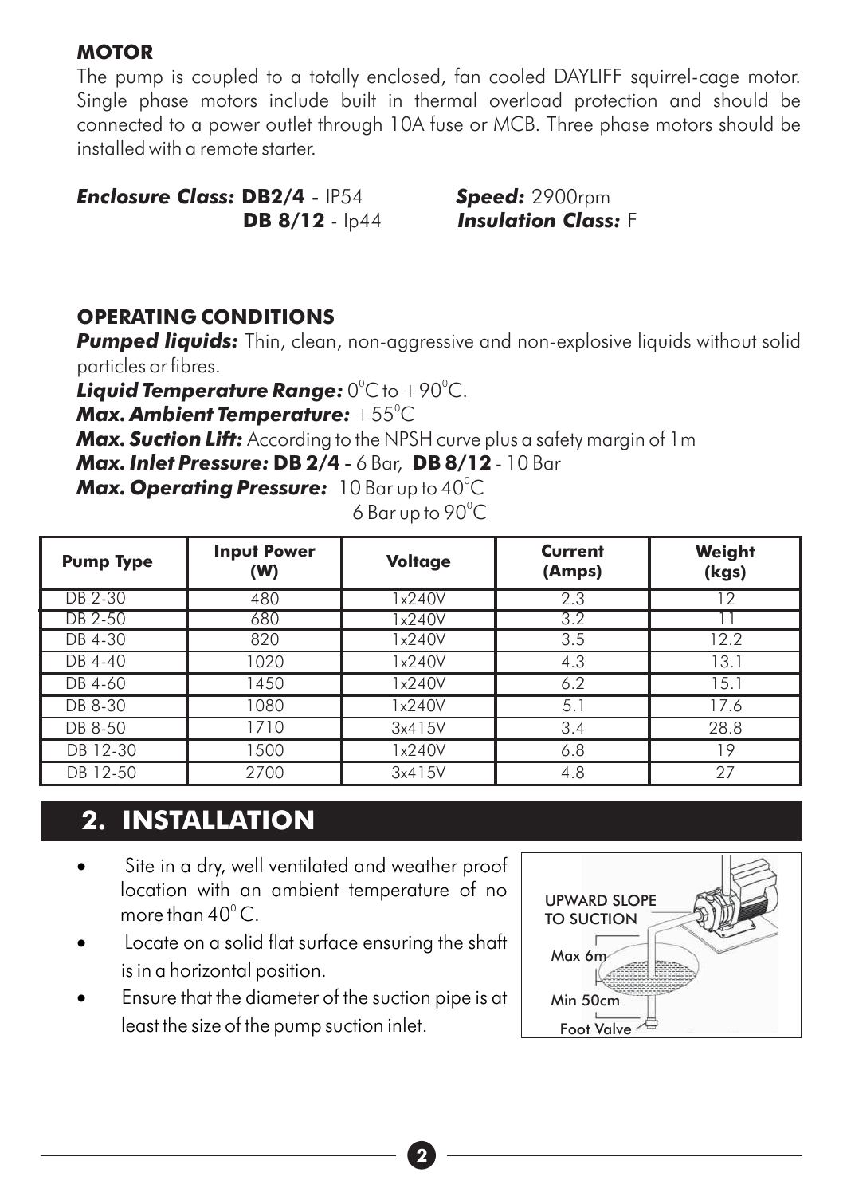### MOTOR

The pump is coupled to a totally enclosed, fan cooled DAYLIFF squirrel-cage motor. Single phase motors include built in thermal overload protection and should be connected to a power outlet through 10A fuse or MCB. Three phase motors should be installed with a remote starter.

***Enclosure Class:*** **DB2/4** - IP54
**DB 8/12** - Ip44

***Speed:*** 2900rpm
***Insulation Class:*** F

### OPERATING CONDITIONS

***Pumped liquids:*** Thin, clean, non-aggressive and non-explosive liquids without solid particles or fibres.

***Liquid Temperature Range:*** $0^{0}$C to $+90^{0}$C.

***Max. Ambient Temperature:*** $+55^{0}$C

***Max. Suction Lift:*** According to the NPSH curve plus a safety margin of 1m

***Max. Inlet Pressure:*** **DB 2/4** - 6 Bar, **DB 8/12** - 10 Bar

***Max. Operating Pressure:*** 10 Bar up to $40^{0}$C
6 Bar up to $90^{0}$C

| Pump Type | Input Power (W) | Voltage | Current (Amps) | Weight (kgs) |
|---|---|---|---|---|
| DB 2-30 | 480 | 1x240V | 2.3 | 12 |
| DB 2-50 | 680 | 1x240V | 3.2 | 11 |
| DB 4-30 | 820 | 1x240V | 3.5 | 12.2 |
| DB 4-40 | 1020 | 1x240V | 4.3 | 13.1 |
| DB 4-60 | 1450 | 1x240V | 6.2 | 15.1 |
| DB 8-30 | 1080 | 1x240V | 5.1 | 17.6 |
| DB 8-50 | 1710 | 3x415V | 3.4 | 28.8 |
| DB 12-30 | 1500 | 1x240V | 6.8 | 19 |
| DB 12-50 | 2700 | 3x415V | 4.8 | 27 |

## 2. INSTALLATION

- Site in a dry, well ventilated and weather proof location with an ambient temperature of no more than $40^{0}$ C.
- Locate on a solid flat surface ensuring the shaft is in a horizontal position.
- Ensure that the diameter of the suction pipe is at least the size of the pump suction inlet.

UPWARD SLOPE TO SUCTION

Max 6m

Min 50cm

Foot Valve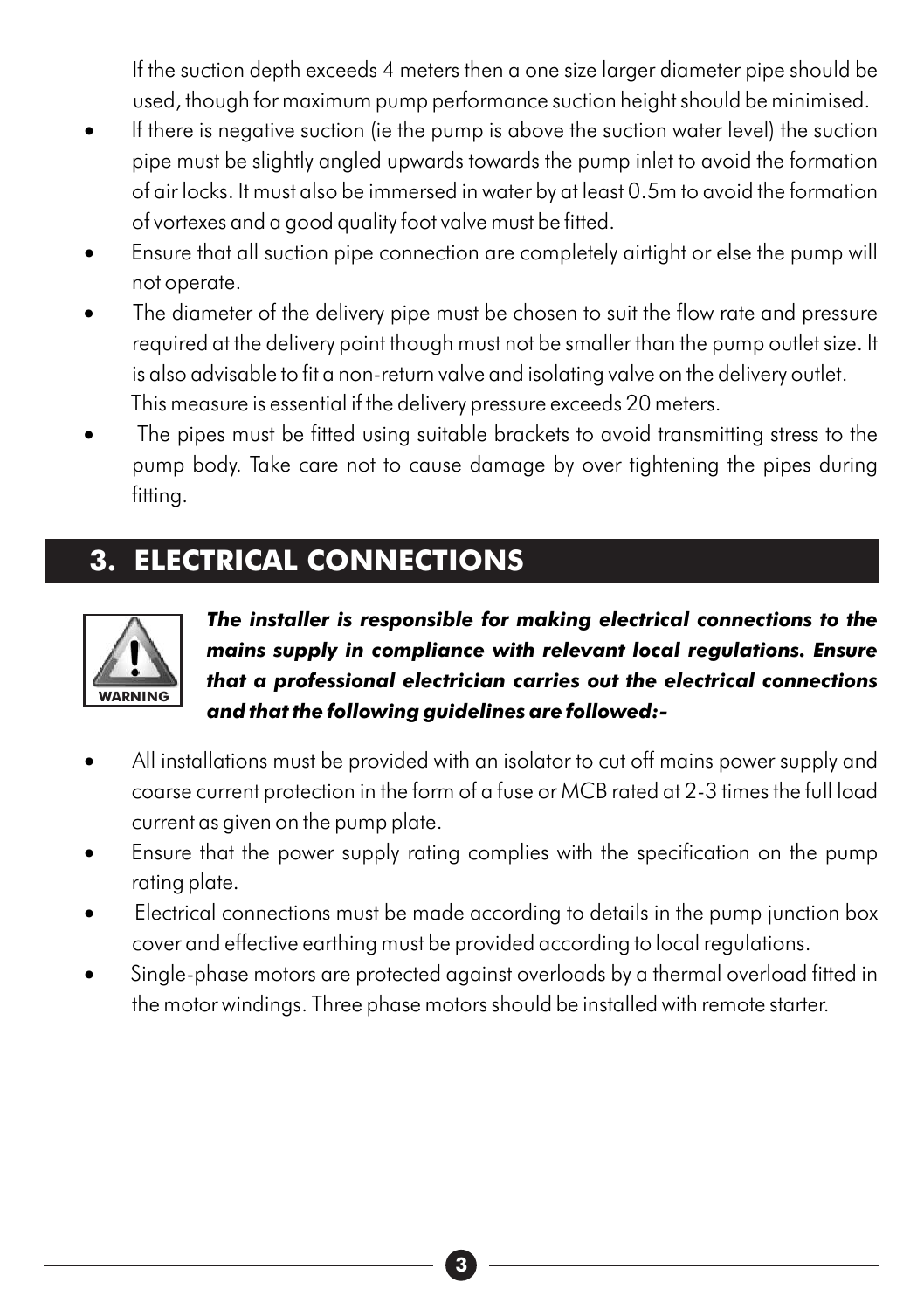If the suction depth exceeds 4 meters then a one size larger diameter pipe should be used, though for maximum pump performance suction height should be minimised.

- If there is negative suction (ie the pump is above the suction water level) the suction pipe must be slightly angled upwards towards the pump inlet to avoid the formation of air locks. It must also be immersed in water by at least 0.5m to avoid the formation of vortexes and a good quality foot valve must be fitted.
- Ensure that all suction pipe connection are completely airtight or else the pump will not operate.
- The diameter of the delivery pipe must be chosen to suit the flow rate and pressure required at the delivery point though must not be smaller than the pump outlet size. It is also advisable to fit a non-return valve and isolating valve on the delivery outlet. This measure is essential if the delivery pressure exceeds 20 meters.
- The pipes must be fitted using suitable brackets to avoid transmitting stress to the pump body. Take care not to cause damage by over tightening the pipes during fitting.

## 3. ELECTRICAL CONNECTIONS

WARNING

***The installer is responsible for making electrical connections to the mains supply in compliance with relevant local regulations. Ensure that a professional electrician carries out the electrical connections and that the following guidelines are followed:-***

- All installations must be provided with an isolator to cut off mains power supply and coarse current protection in the form of a fuse or MCB rated at 2-3 times the full load current as given on the pump plate.
- Ensure that the power supply rating complies with the specification on the pump rating plate.
- Electrical connections must be made according to details in the pump junction box cover and effective earthing must be provided according to local regulations.
- Single-phase motors are protected against overloads by a thermal overload fitted in the motor windings. Three phase motors should be installed with remote starter.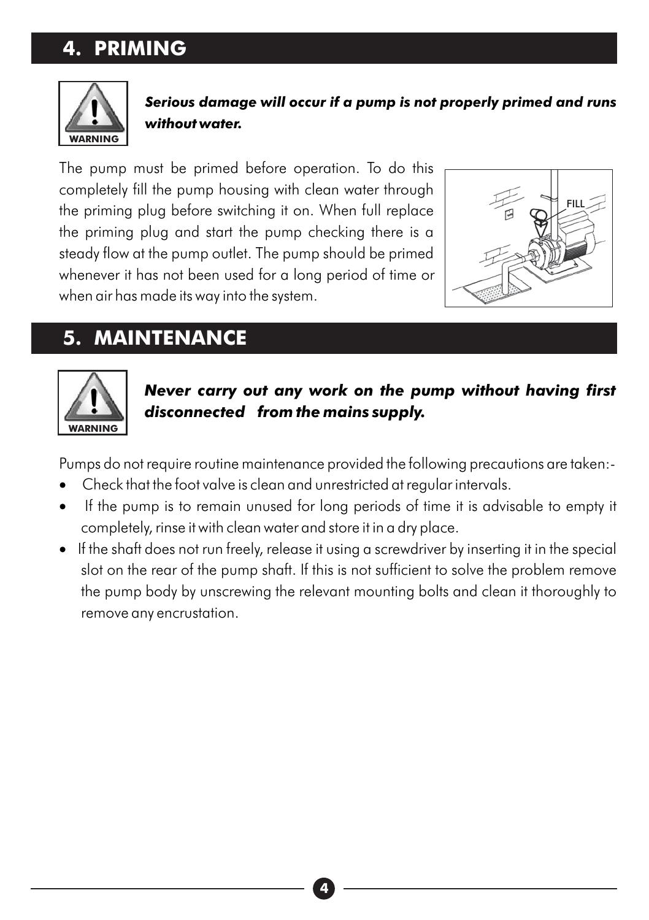## 4. PRIMING

WARNING

***Serious damage will occur if a pump is not properly primed and runs without water.***

The pump must be primed before operation. To do this completely fill the pump housing with clean water through the priming plug before switching it on. When full replace the priming plug and start the pump checking there is a steady flow at the pump outlet. The pump should be primed whenever it has not been used for a long period of time or when air has made its way into the system.

## 5. MAINTENANCE

WARNING

***Never carry out any work on the pump without having first disconnected from the mains supply.***

Pumps do not require routine maintenance provided the following precautions are taken:-

- Check that the foot valve is clean and unrestricted at regular intervals.
- If the pump is to remain unused for long periods of time it is advisable to empty it completely, rinse it with clean water and store it in a dry place.
- If the shaft does not run freely, release it using a screwdriver by inserting it in the special slot on the rear of the pump shaft. If this is not sufficient to solve the problem remove the pump body by unscrewing the relevant mounting bolts and clean it thoroughly to remove any encrustation.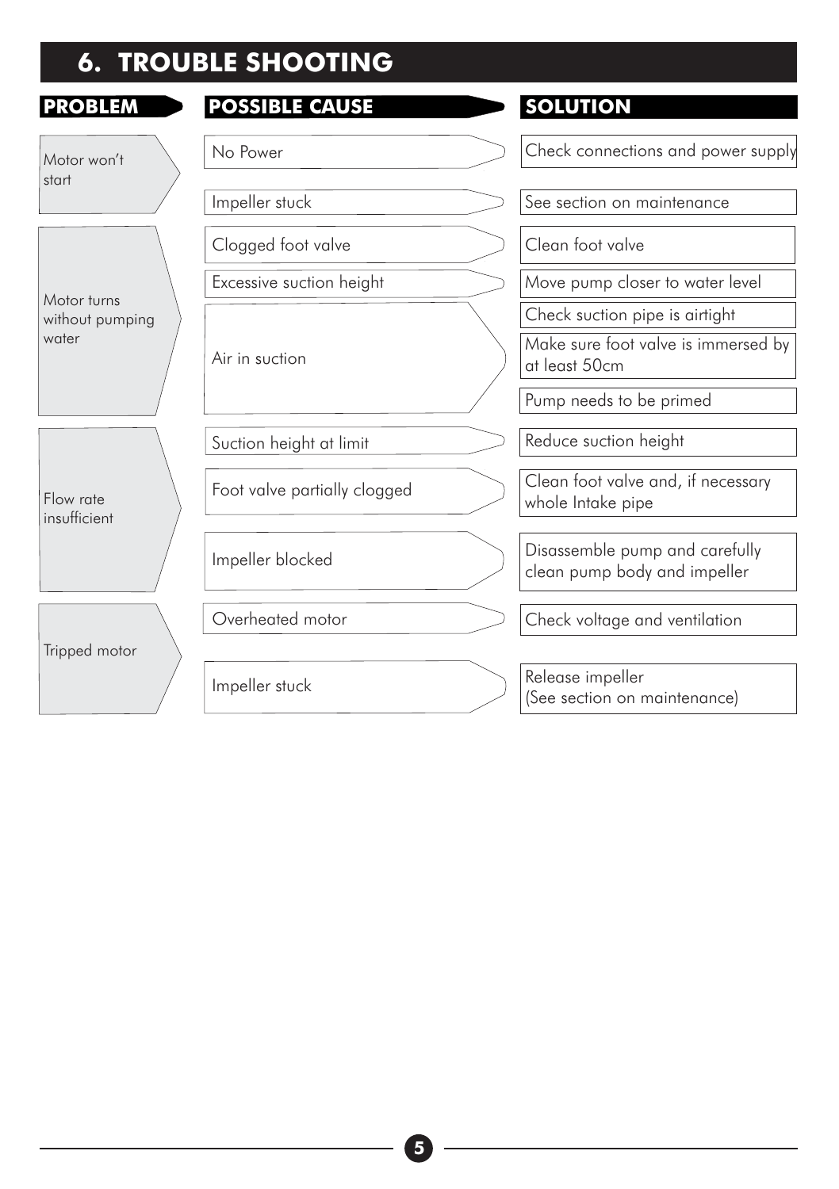## 6. TROUBLE SHOOTING

| PROBLEM | POSSIBLE CAUSE | SOLUTION |
| --- | --- | --- |
| Motor won't start | No Power | Check connections and power supply |
| | Impeller stuck | See section on maintenance |
| Motor turns without pumping water | Clogged foot valve | Clean foot valve |
| | Excessive suction height | Move pump closer to water level |
| | Air in suction | Check suction pipe is airtight |
| | | Make sure foot valve is immersed by at least 50cm |
| | | Pump needs to be primed |
| Flow rate insufficient | Suction height at limit | Reduce suction height |
| | Foot valve partially clogged | Clean foot valve and, if necessary whole Intake pipe |
| | Impeller blocked | Disassemble pump and carefully clean pump body and impeller |
| Tripped motor | Overheated motor | Check voltage and ventilation |
| | Impeller stuck | Release impeller (See section on maintenance) |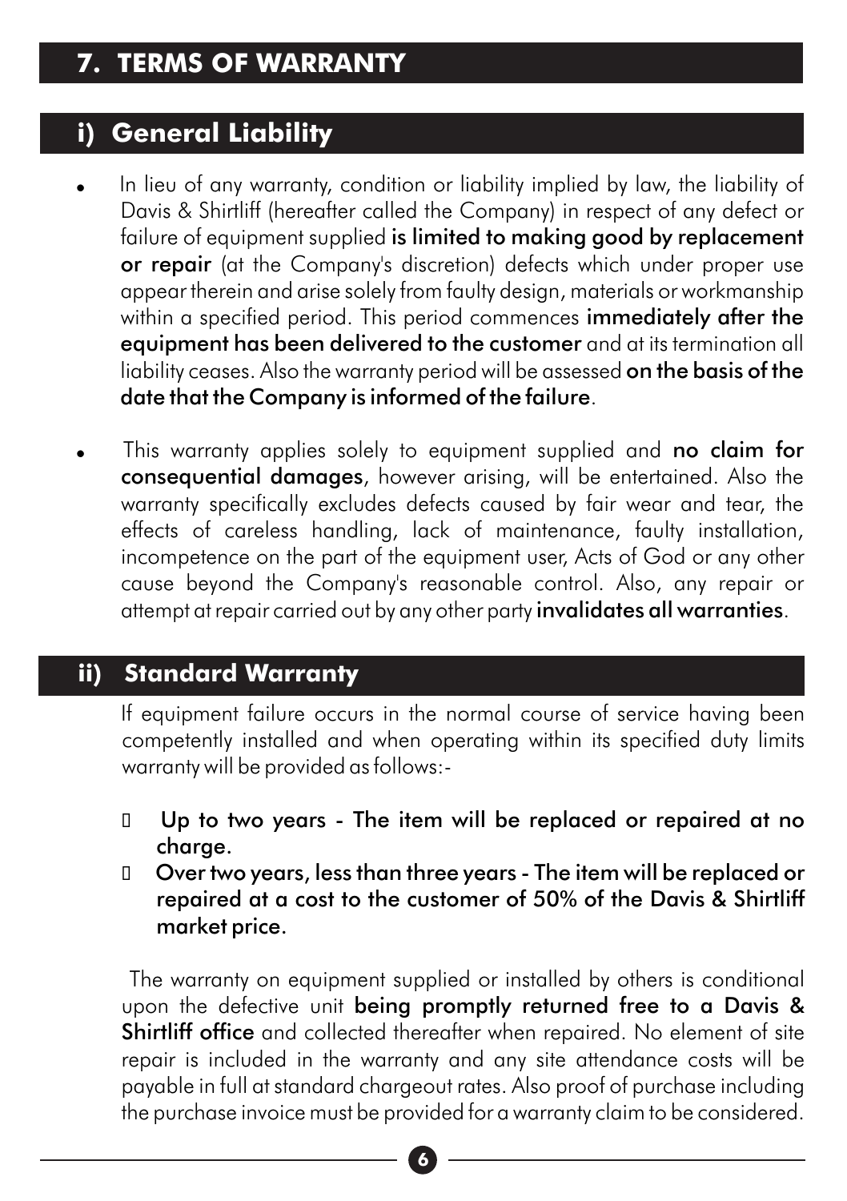# 7. TERMS OF WARRANTY

## i) General Liability

- In lieu of any warranty, condition or liability implied by law, the liability of Davis & Shirtliff (hereafter called the Company) in respect of any defect or failure of equipment supplied **is limited to making good by replacement or repair** (at the Company's discretion) defects which under proper use appear therein and arise solely from faulty design, materials or workmanship within a specified period. This period commences **immediately after the equipment has been delivered to the customer** and at its termination all liability ceases. Also the warranty period will be assessed **on the basis of the date that the Company is informed of the failure**.

- This warranty applies solely to equipment supplied and **no claim for consequential damages**, however arising, will be entertained. Also the warranty specifically excludes defects caused by fair wear and tear, the effects of careless handling, lack of maintenance, faulty installation, incompetence on the part of the equipment user, Acts of God or any other cause beyond the Company's reasonable control. Also, any repair or attempt at repair carried out by any other party **invalidates all warranties**.

## ii) Standard Warranty

If equipment failure occurs in the normal course of service having been competently installed and when operating within its specified duty limits warranty will be provided as follows:-

- **Up to two years - The item will be replaced or repaired at no charge.**
- **Over two years, less than three years - The item will be replaced or repaired at a cost to the customer of 50% of the Davis & Shirtliff market price.**

The warranty on equipment supplied or installed by others is conditional upon the defective unit **being promptly returned free to a Davis & Shirtliff office** and collected thereafter when repaired. No element of site repair is included in the warranty and any site attendance costs will be payable in full at standard chargeout rates. Also proof of purchase including the purchase invoice must be provided for a warranty claim to be considered.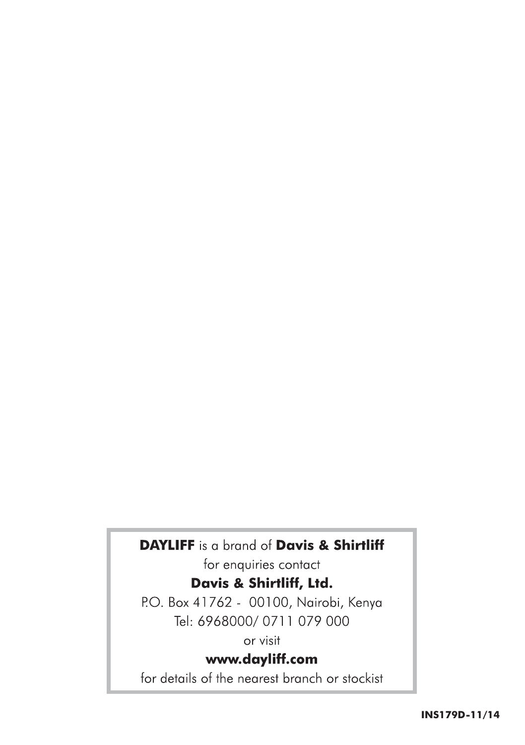**DAYLIFF** is a brand of **Davis & Shirtliff**

for enquiries contact

**Davis & Shirtliff, Ltd.**

P.O. Box 41762 - 00100, Nairobi, Kenya

Tel: 6968000/ 0711 079 000

or visit

**www.dayliff.com**

for details of the nearest branch or stockist

**INS179D-11/14**